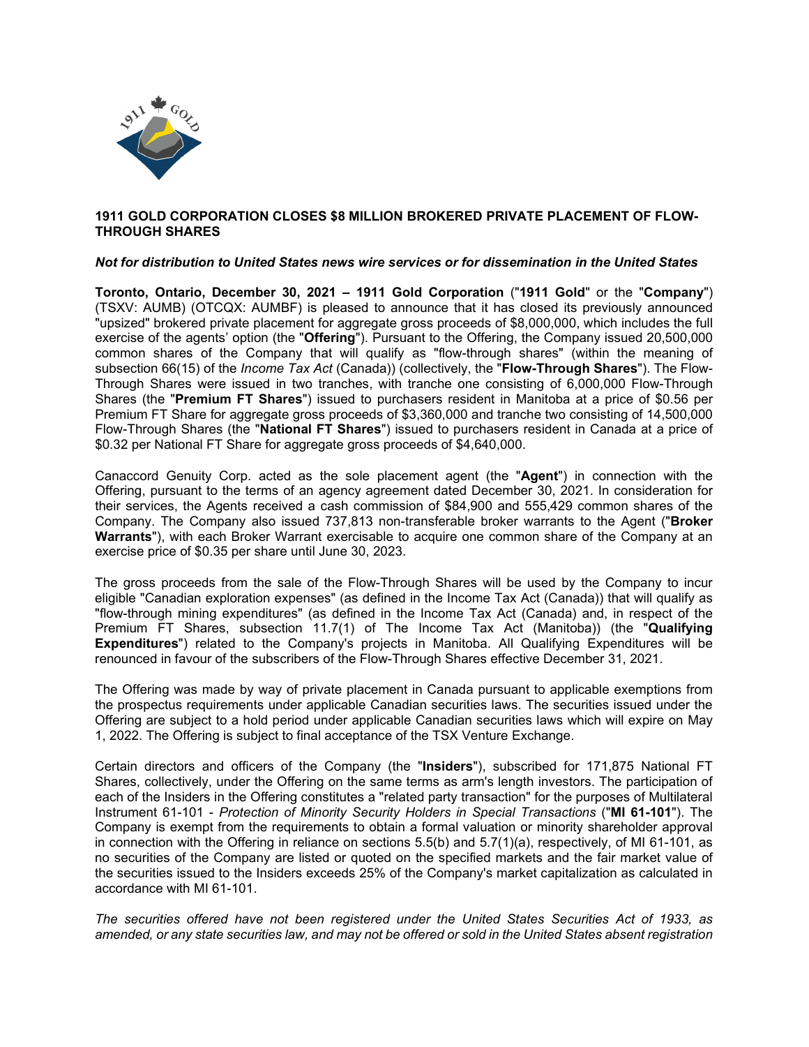# 1911 GOLD CORPORATION CLOSES $8 MILLION BROKERED PRIVATE PLACEMENT OF FLOW-THROUGH SHARES

***Not for distribution to United States news wire services or for dissemination in the United States***

**Toronto, Ontario, December 30, 2021 – 1911 Gold Corporation** ("**1911 Gold**" or the "**Company**") (TSXV: AUMB) (OTCQX: AUMBF) is pleased to announce that it has closed its previously announced "upsized" brokered private placement for aggregate gross proceeds of $8,000,000, which includes the full exercise of the agents' option (the "**Offering**"). Pursuant to the Offering, the Company issued 20,500,000 common shares of the Company that will qualify as "flow-through shares" (within the meaning of subsection 66(15) of the *Income Tax Act* (Canada)) (collectively, the "**Flow-Through Shares**"). The Flow-Through Shares were issued in two tranches, with tranche one consisting of 6,000,000 Flow-Through Shares (the "**Premium FT Shares**") issued to purchasers resident in Manitoba at a price of $0.56 per Premium FT Share for aggregate gross proceeds of $3,360,000 and tranche two consisting of 14,500,000 Flow-Through Shares (the "**National FT Shares**") issued to purchasers resident in Canada at a price of $0.32 per National FT Share for aggregate gross proceeds of $4,640,000.

Canaccord Genuity Corp. acted as the sole placement agent (the "**Agent**") in connection with the Offering, pursuant to the terms of an agency agreement dated December 30, 2021. In consideration for their services, the Agents received a cash commission of $84,900 and 555,429 common shares of the Company. The Company also issued 737,813 non-transferable broker warrants to the Agent ("**Broker Warrants**"), with each Broker Warrant exercisable to acquire one common share of the Company at an exercise price of $0.35 per share until June 30, 2023.

The gross proceeds from the sale of the Flow-Through Shares will be used by the Company to incur eligible "Canadian exploration expenses" (as defined in the Income Tax Act (Canada)) that will qualify as "flow-through mining expenditures" (as defined in the Income Tax Act (Canada) and, in respect of the Premium FT Shares, subsection 11.7(1) of The Income Tax Act (Manitoba)) (the "**Qualifying Expenditures**") related to the Company's projects in Manitoba. All Qualifying Expenditures will be renounced in favour of the subscribers of the Flow-Through Shares effective December 31, 2021.

The Offering was made by way of private placement in Canada pursuant to applicable exemptions from the prospectus requirements under applicable Canadian securities laws. The securities issued under the Offering are subject to a hold period under applicable Canadian securities laws which will expire on May 1, 2022. The Offering is subject to final acceptance of the TSX Venture Exchange.

Certain directors and officers of the Company (the "**Insiders**"), subscribed for 171,875 National FT Shares, collectively, under the Offering on the same terms as arm's length investors. The participation of each of the Insiders in the Offering constitutes a "related party transaction" for the purposes of Multilateral Instrument 61-101 - *Protection of Minority Security Holders in Special Transactions* ("**MI 61-101**"). The Company is exempt from the requirements to obtain a formal valuation or minority shareholder approval in connection with the Offering in reliance on sections 5.5(b) and 5.7(1)(a), respectively, of MI 61-101, as no securities of the Company are listed or quoted on the specified markets and the fair market value of the securities issued to the Insiders exceeds 25% of the Company's market capitalization as calculated in accordance with MI 61-101.

*The securities offered have not been registered under the United States Securities Act of 1933, as amended, or any state securities law, and may not be offered or sold in the United States absent registration*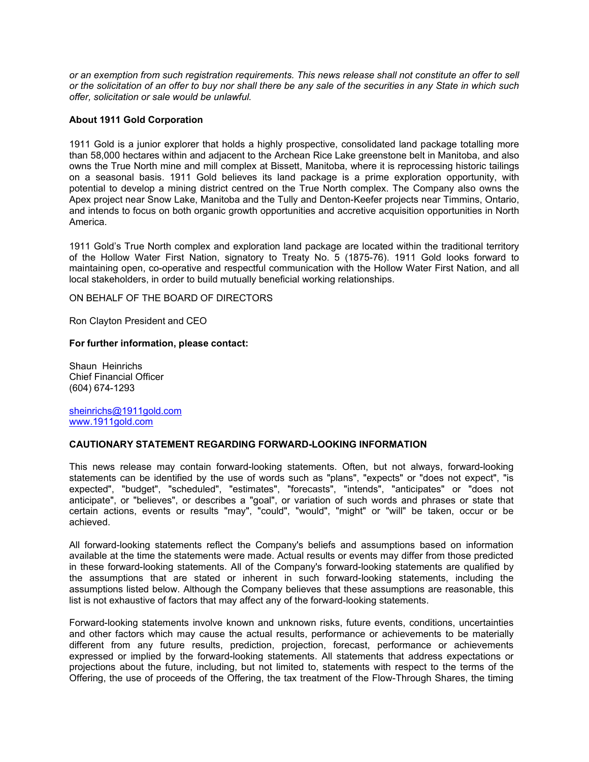*or an exemption from such registration requirements. This news release shall not constitute an offer to sell or the solicitation of an offer to buy nor shall there be any sale of the securities in any State in which such offer, solicitation or sale would be unlawful.*

**About 1911 Gold Corporation**

1911 Gold is a junior explorer that holds a highly prospective, consolidated land package totalling more than 58,000 hectares within and adjacent to the Archean Rice Lake greenstone belt in Manitoba, and also owns the True North mine and mill complex at Bissett, Manitoba, where it is reprocessing historic tailings on a seasonal basis. 1911 Gold believes its land package is a prime exploration opportunity, with potential to develop a mining district centred on the True North complex. The Company also owns the Apex project near Snow Lake, Manitoba and the Tully and Denton-Keefer projects near Timmins, Ontario, and intends to focus on both organic growth opportunities and accretive acquisition opportunities in North America.

1911 Gold's True North complex and exploration land package are located within the traditional territory of the Hollow Water First Nation, signatory to Treaty No. 5 (1875-76). 1911 Gold looks forward to maintaining open, co-operative and respectful communication with the Hollow Water First Nation, and all local stakeholders, in order to build mutually beneficial working relationships.

ON BEHALF OF THE BOARD OF DIRECTORS

Ron Clayton President and CEO

**For further information, please contact:**

Shaun Heinrichs
Chief Financial Officer
(604) 674-1293

sheinrichs@1911gold.com
www.1911gold.com

**CAUTIONARY STATEMENT REGARDING FORWARD-LOOKING INFORMATION**

This news release may contain forward-looking statements. Often, but not always, forward-looking statements can be identified by the use of words such as "plans", "expects" or "does not expect", "is expected", "budget", "scheduled", "estimates", "forecasts", "intends", "anticipates" or "does not anticipate", or "believes", or describes a "goal", or variation of such words and phrases or state that certain actions, events or results "may", "could", "would", "might" or "will" be taken, occur or be achieved.

All forward-looking statements reflect the Company's beliefs and assumptions based on information available at the time the statements were made. Actual results or events may differ from those predicted in these forward-looking statements. All of the Company's forward-looking statements are qualified by the assumptions that are stated or inherent in such forward-looking statements, including the assumptions listed below. Although the Company believes that these assumptions are reasonable, this list is not exhaustive of factors that may affect any of the forward-looking statements.

Forward-looking statements involve known and unknown risks, future events, conditions, uncertainties and other factors which may cause the actual results, performance or achievements to be materially different from any future results, prediction, projection, forecast, performance or achievements expressed or implied by the forward-looking statements. All statements that address expectations or projections about the future, including, but not limited to, statements with respect to the terms of the Offering, the use of proceeds of the Offering, the tax treatment of the Flow-Through Shares, the timing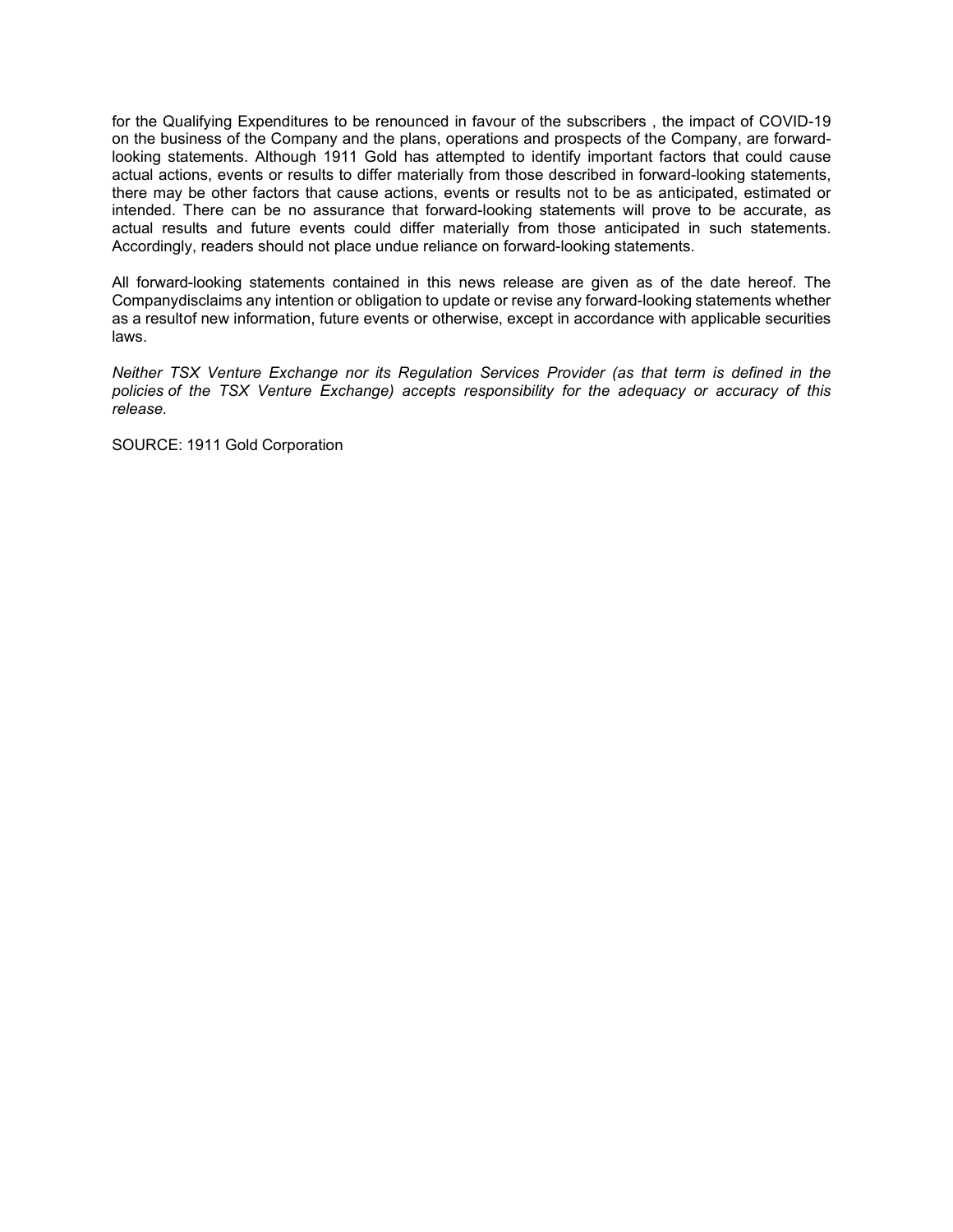for the Qualifying Expenditures to be renounced in favour of the subscribers , the impact of COVID-19 on the business of the Company and the plans, operations and prospects of the Company, are forward-looking statements. Although 1911 Gold has attempted to identify important factors that could cause actual actions, events or results to differ materially from those described in forward-looking statements, there may be other factors that cause actions, events or results not to be as anticipated, estimated or intended. There can be no assurance that forward-looking statements will prove to be accurate, as actual results and future events could differ materially from those anticipated in such statements. Accordingly, readers should not place undue reliance on forward-looking statements.

All forward-looking statements contained in this news release are given as of the date hereof. The Companydisclaims any intention or obligation to update or revise any forward-looking statements whether as a resultof new information, future events or otherwise, except in accordance with applicable securities laws.

*Neither TSX Venture Exchange nor its Regulation Services Provider (as that term is defined in the policies of the TSX Venture Exchange) accepts responsibility for the adequacy or accuracy of this release.*

SOURCE: 1911 Gold Corporation